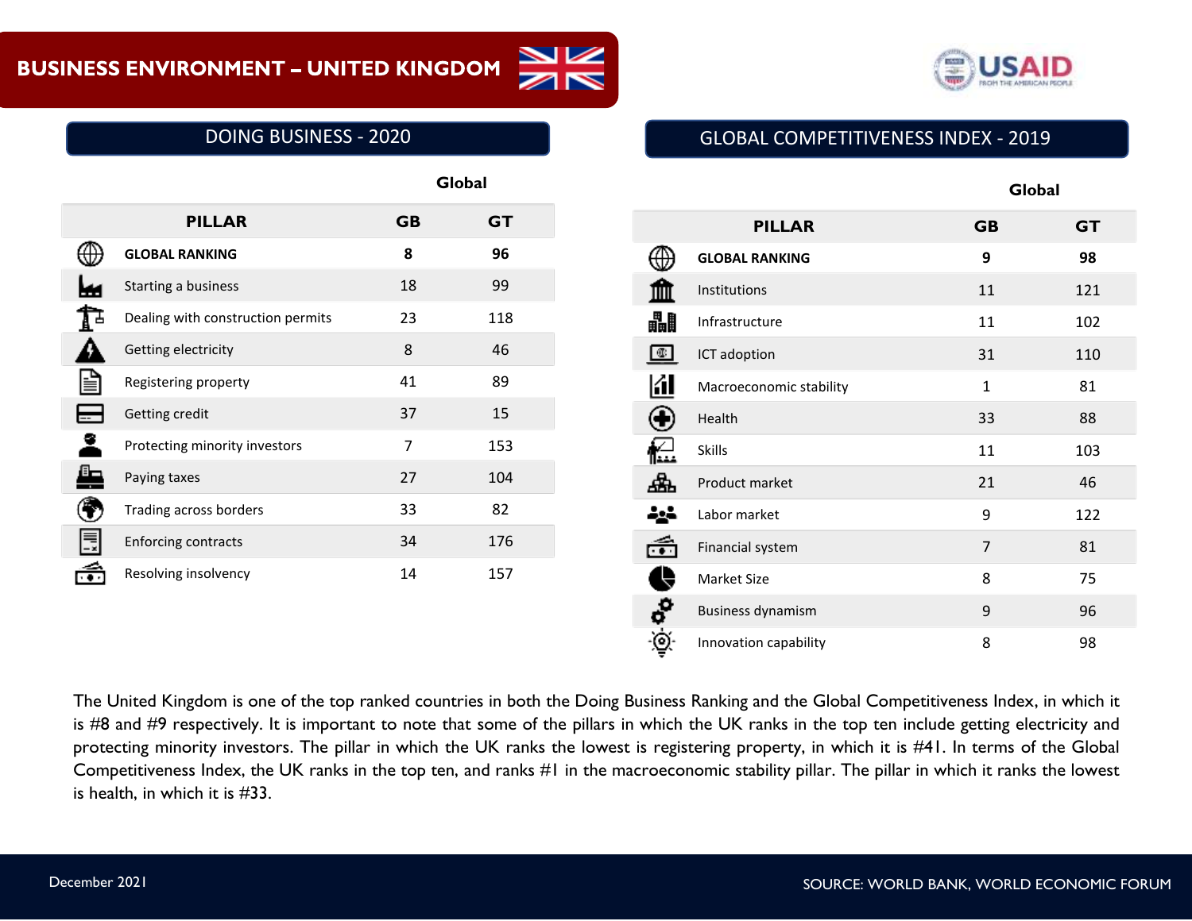# BUSINESS ENVIRONMENT – UNITED KINGDOM

## DOING BUSINESS - 2020

| PILLAR | Global GB | Global GT |
|---|---|---|
| **GLOBAL RANKING** | **8** | **96** |
| Starting a business | 18 | 99 |
| Dealing with construction permits | 23 | 118 |
| Getting electricity | 8 | 46 |
| Registering property | 41 | 89 |
| Getting credit | 37 | 15 |
| Protecting minority investors | 7 | 153 |
| Paying taxes | 27 | 104 |
| Trading across borders | 33 | 82 |
| Enforcing contracts | 34 | 176 |
| Resolving insolvency | 14 | 157 |

## GLOBAL COMPETITIVENESS INDEX - 2019

| PILLAR | Global GB | Global GT |
|---|---|---|
| **GLOBAL RANKING** | **9** | **98** |
| Institutions | 11 | 121 |
| Infrastructure | 11 | 102 |
| ICT adoption | 31 | 110 |
| Macroeconomic stability | 1 | 81 |
| Health | 33 | 88 |
| Skills | 11 | 103 |
| Product market | 21 | 46 |
| Labor market | 9 | 122 |
| Financial system | 7 | 81 |
| Market Size | 8 | 75 |
| Business dynamism | 9 | 96 |
| Innovation capability | 8 | 98 |

The United Kingdom is one of the top ranked countries in both the Doing Business Ranking and the Global Competitiveness Index, in which it is #8 and #9 respectively. It is important to note that some of the pillars in which the UK ranks in the top ten include getting electricity and protecting minority investors. The pillar in which the UK ranks the lowest is registering property, in which it is #41. In terms of the Global Competitiveness Index, the UK ranks in the top ten, and ranks #1 in the macroeconomic stability pillar. The pillar in which it ranks the lowest is health, in which it is #33.

December 2021

SOURCE: WORLD BANK, WORLD ECONOMIC FORUM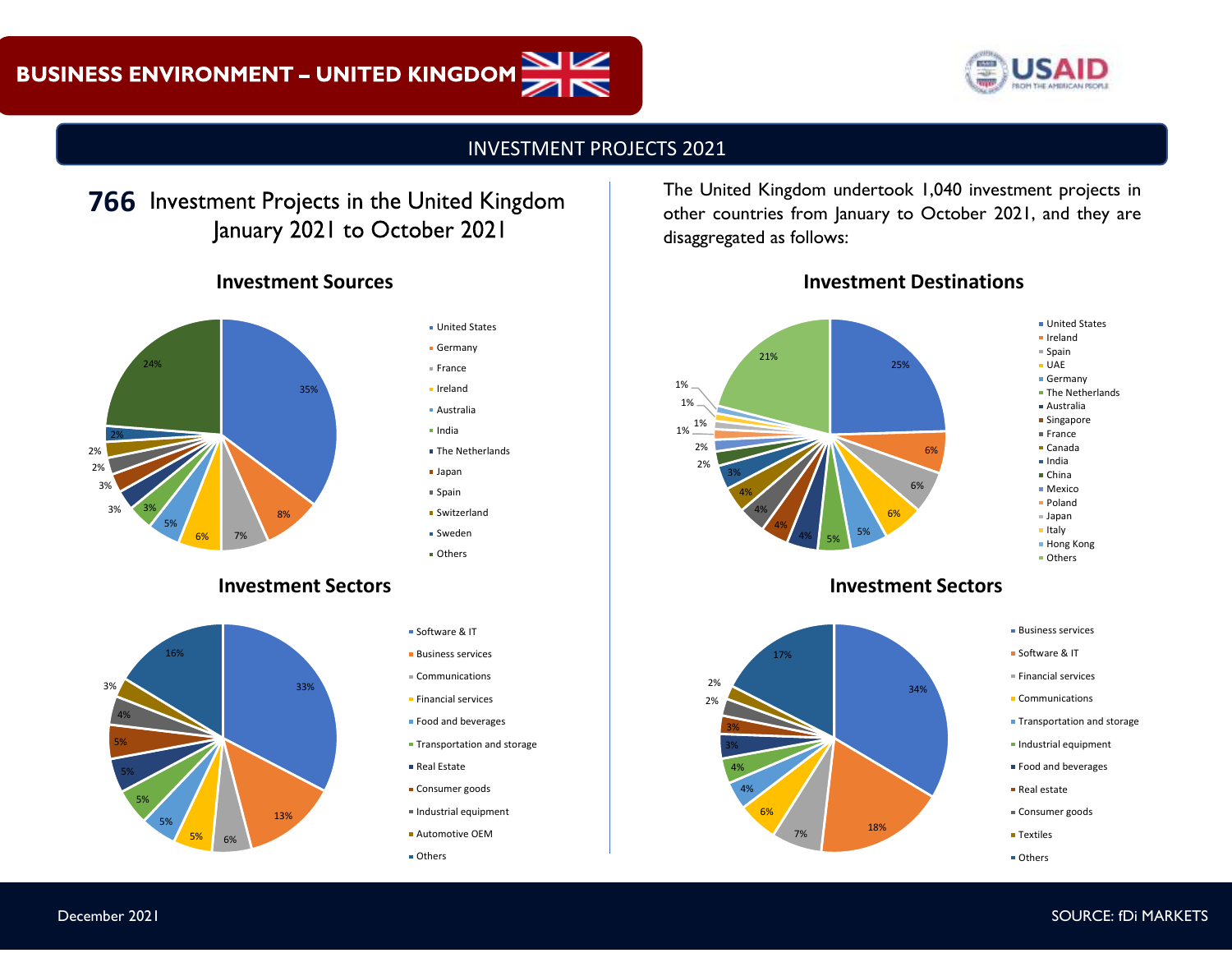# BUSINESS ENVIRONMENT – UNITED KINGDOM

## INVESTMENT PROJECTS 2021

**766** Investment Projects in the United Kingdom January 2021 to October 2021

### Investment Sources

| Source | Share |
|---|---|
| United States | 35% |
| Germany | 8% |
| France | 7% |
| Ireland | 6% |
| Australia | 5% |
| India | 3% |
| The Netherlands | 3% |
| Japan | 3% |
| Spain | 2% |
| Switzerland | 2% |
| Sweden | 2% |
| Others | 24% |

### Investment Sectors

| Sector | Share |
|---|---|
| Software & IT | 33% |
| Business services | 13% |
| Communications | 6% |
| Financial services | 5% |
| Food and beverages | 5% |
| Transportation and storage | 5% |
| Real Estate | 5% |
| Consumer goods | 5% |
| Industrial equipment | 4% |
| Automotive OEM | 3% |
| Others | 16% |

The United Kingdom undertook 1,040 investment projects in other countries from January to October 2021, and they are disaggregated as follows:

### Investment Destinations

| Destination | Share |
|---|---|
| United States | 25% |
| Ireland | 6% |
| Spain | 6% |
| UAE | 6% |
| Germany | 5% |
| The Netherlands | 5% |
| Australia | 4% |
| Singapore | 4% |
| France | 4% |
| Canada | 4% |
| India | 3% |
| China | 2% |
| Mexico | 2% |
| Poland | 1% |
| Japan | 1% |
| Italy | 1% |
| Hong Kong | 1% |
| Others | 21% |

### Investment Sectors

| Sector | Share |
|---|---|
| Business services | 34% |
| Software & IT | 18% |
| Financial services | 7% |
| Communications | 6% |
| Transportation and storage | 4% |
| Industrial equipment | 4% |
| Food and beverages | 3% |
| Real estate | 3% |
| Consumer goods | 2% |
| Textiles | 2% |
| Others | 17% |

December 2021

SOURCE: fDi MARKETS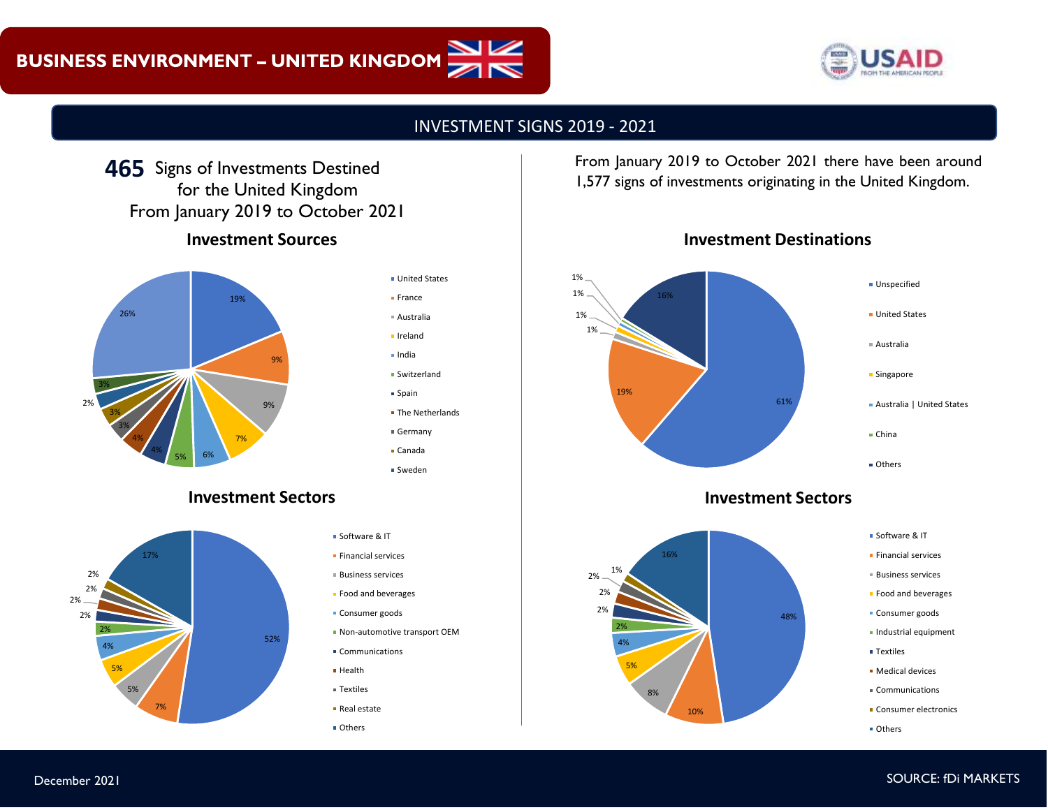# BUSINESS ENVIRONMENT – UNITED KINGDOM

## INVESTMENT SIGNS 2019 - 2021

**465** Signs of Investments Destined for the United Kingdom From January 2019 to October 2021

### Investment Sources

| Source | Share |
|---|---|
| United States | 19% |
| France | 9% |
| Australia | 9% |
| Ireland | 7% |
| India | 6% |
| Switzerland | 5% |
| Spain | 4% |
| The Netherlands | 4% |
| Germany | 3% |
| Canada | 3% |
| Sweden | 2% |
| (unlabeled) | 3% |
| (unlabeled) | 26% |

### Investment Sectors

| Sector | Share |
|---|---|
| Software & IT | 52% |
| Financial services | 7% |
| Business services | 5% |
| Food and beverages | 5% |
| Consumer goods | 4% |
| Non-automotive transport OEM | 2% |
| Communications | 2% |
| Health | 2% |
| Textiles | 2% |
| Real estate | 2% |
| Others | 17% |

From January 2019 to October 2021 there have been around 1,577 signs of investments originating in the United Kingdom.

### Investment Destinations

| Destination | Share |
|---|---|
| Unspecified | 61% |
| United States | 19% |
| Australia | 1% |
| Singapore | 1% |
| Australia &#124; United States | 1% |
| China | 1% |
| Others | 16% |

### Investment Sectors

| Sector | Share |
|---|---|
| Software & IT | 48% |
| Financial services | 10% |
| Business services | 8% |
| Food and beverages | 5% |
| Consumer goods | 4% |
| Industrial equipment | 2% |
| Textiles | 2% |
| Medical devices | 2% |
| Communications | 2% |
| Consumer electronics | 1% |
| Others | 16% |

December 2021

SOURCE: fDi MARKETS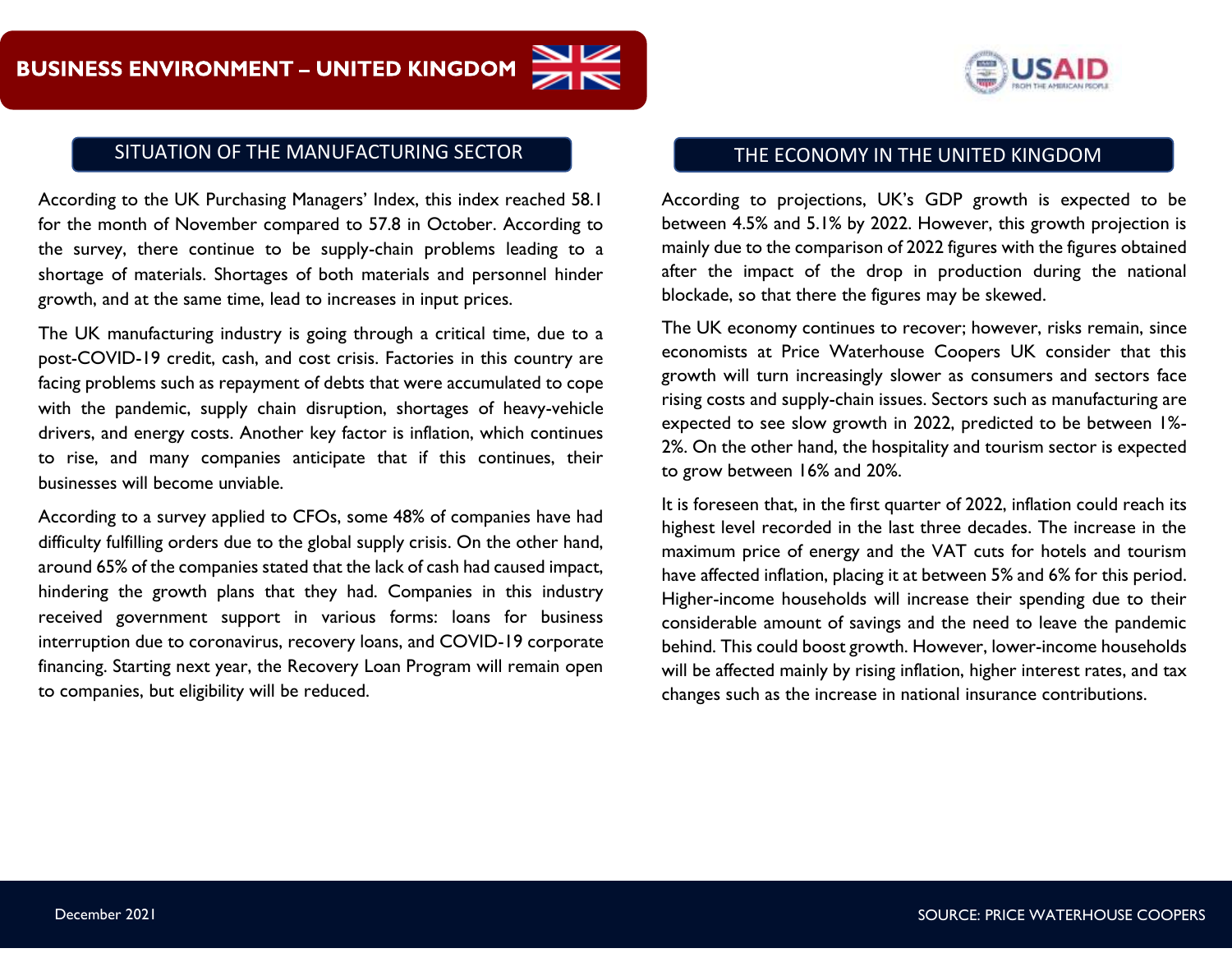# BUSINESS ENVIRONMENT – UNITED KINGDOM

## SITUATION OF THE MANUFACTURING SECTOR

According to the UK Purchasing Managers' Index, this index reached 58.1 for the month of November compared to 57.8 in October. According to the survey, there continue to be supply-chain problems leading to a shortage of materials. Shortages of both materials and personnel hinder growth, and at the same time, lead to increases in input prices.

The UK manufacturing industry is going through a critical time, due to a post-COVID-19 credit, cash, and cost crisis. Factories in this country are facing problems such as repayment of debts that were accumulated to cope with the pandemic, supply chain disruption, shortages of heavy-vehicle drivers, and energy costs. Another key factor is inflation, which continues to rise, and many companies anticipate that if this continues, their businesses will become unviable.

According to a survey applied to CFOs, some 48% of companies have had difficulty fulfilling orders due to the global supply crisis. On the other hand, around 65% of the companies stated that the lack of cash had caused impact, hindering the growth plans that they had. Companies in this industry received government support in various forms: loans for business interruption due to coronavirus, recovery loans, and COVID-19 corporate financing. Starting next year, the Recovery Loan Program will remain open to companies, but eligibility will be reduced.

## THE ECONOMY IN THE UNITED KINGDOM

According to projections, UK's GDP growth is expected to be between 4.5% and 5.1% by 2022. However, this growth projection is mainly due to the comparison of 2022 figures with the figures obtained after the impact of the drop in production during the national blockade, so that there the figures may be skewed.

The UK economy continues to recover; however, risks remain, since economists at Price Waterhouse Coopers UK consider that this growth will turn increasingly slower as consumers and sectors face rising costs and supply-chain issues. Sectors such as manufacturing are expected to see slow growth in 2022, predicted to be between 1%-2%. On the other hand, the hospitality and tourism sector is expected to grow between 16% and 20%.

It is foreseen that, in the first quarter of 2022, inflation could reach its highest level recorded in the last three decades. The increase in the maximum price of energy and the VAT cuts for hotels and tourism have affected inflation, placing it at between 5% and 6% for this period. Higher-income households will increase their spending due to their considerable amount of savings and the need to leave the pandemic behind. This could boost growth. However, lower-income households will be affected mainly by rising inflation, higher interest rates, and tax changes such as the increase in national insurance contributions.

December 2021

SOURCE: PRICE WATERHOUSE COOPERS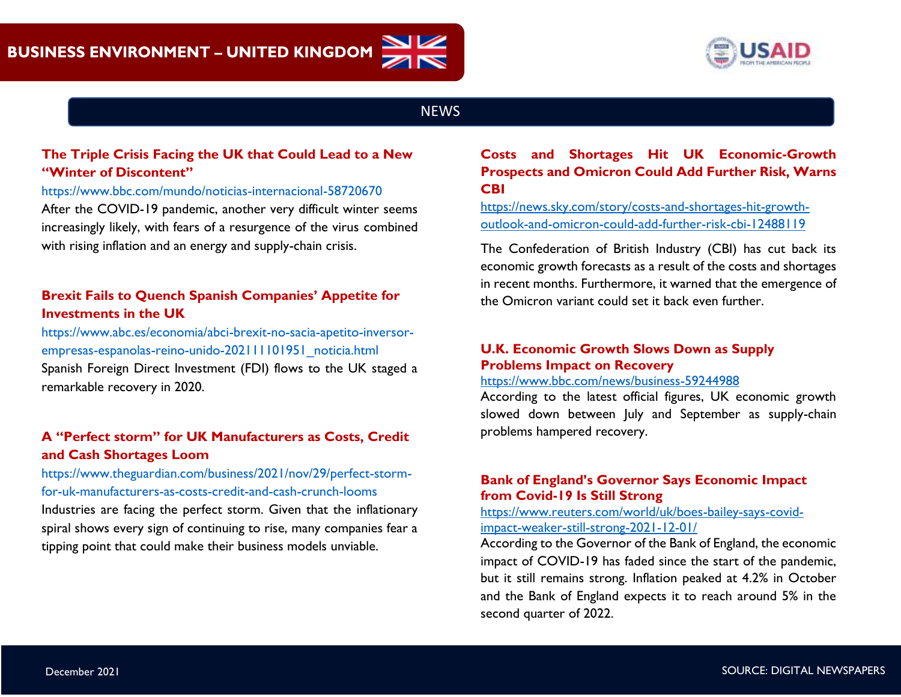# BUSINESS ENVIRONMENT – UNITED KINGDOM

USAID FROM THE AMERICAN PEOPLE

## NEWS

### The Triple Crisis Facing the UK that Could Lead to a New "Winter of Discontent"

https://www.bbc.com/mundo/noticias-internacional-58720670

After the COVID-19 pandemic, another very difficult winter seems increasingly likely, with fears of a resurgence of the virus combined with rising inflation and an energy and supply-chain crisis.

### Brexit Fails to Quench Spanish Companies' Appetite for Investments in the UK

https://www.abc.es/economia/abci-brexit-no-sacia-apetito-inversor-empresas-espanolas-reino-unido-202111101951_noticia.html

Spanish Foreign Direct Investment (FDI) flows to the UK staged a remarkable recovery in 2020.

### A "Perfect storm" for UK Manufacturers as Costs, Credit and Cash Shortages Loom

https://www.theguardian.com/business/2021/nov/29/perfect-storm-for-uk-manufacturers-as-costs-credit-and-cash-crunch-looms

Industries are facing the perfect storm. Given that the inflationary spiral shows every sign of continuing to rise, many companies fear a tipping point that could make their business models unviable.

### Costs and Shortages Hit UK Economic-Growth Prospects and Omicron Could Add Further Risk, Warns CBI

https://news.sky.com/story/costs-and-shortages-hit-growth-outlook-and-omicron-could-add-further-risk-cbi-12488119

The Confederation of British Industry (CBI) has cut back its economic growth forecasts as a result of the costs and shortages in recent months. Furthermore, it warned that the emergence of the Omicron variant could set it back even further.

### U.K. Economic Growth Slows Down as Supply Problems Impact on Recovery

https://www.bbc.com/news/business-59244988

According to the latest official figures, UK economic growth slowed down between July and September as supply-chain problems hampered recovery.

### Bank of England's Governor Says Economic Impact from Covid-19 Is Still Strong

https://www.reuters.com/world/uk/boes-bailey-says-covid-impact-weaker-still-strong-2021-12-01/

According to the Governor of the Bank of England, the economic impact of COVID-19 has faded since the start of the pandemic, but it still remains strong. Inflation peaked at 4.2% in October and the Bank of England expects it to reach around 5% in the second quarter of 2022.

December 2021

SOURCE: DIGITAL NEWSPAPERS